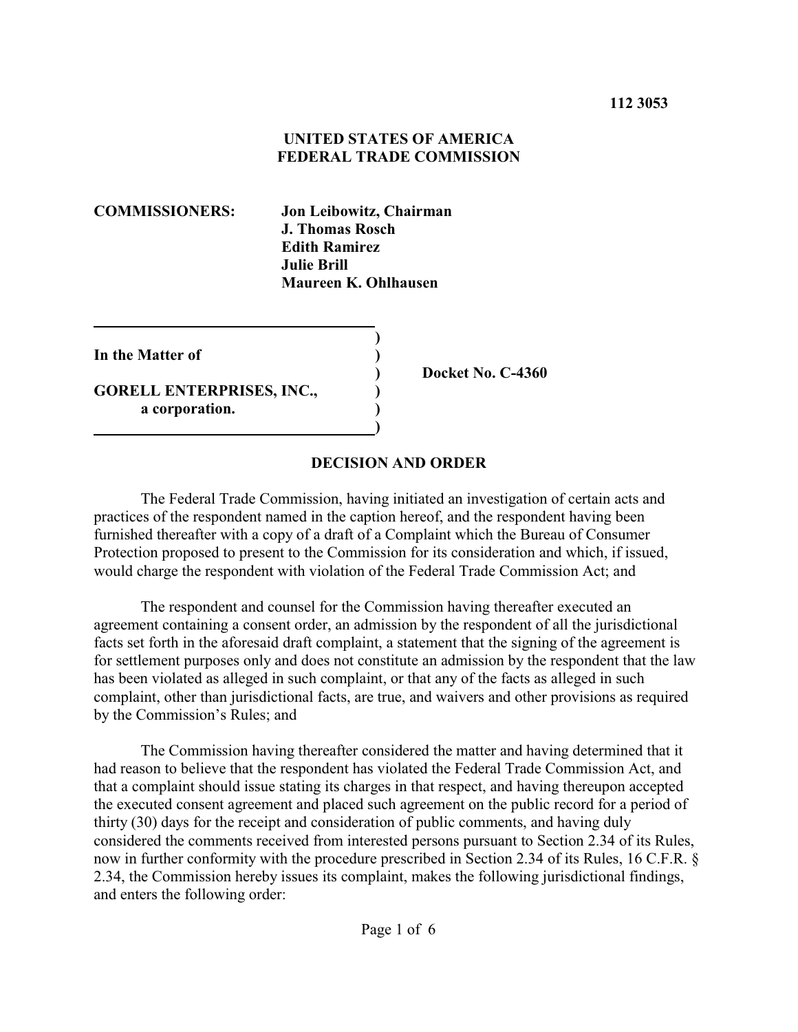**112 3053**

**UNITED STATES OF AMERICA**
**FEDERAL TRADE COMMISSION**

**COMMISSIONERS:** **Jon Leibowitz, Chairman**
**J. Thomas Rosch**
**Edith Ramirez**
**Julie Brill**
**Maureen K. Ohlhausen**

| | | |
|---|---|---|
| **In the Matter of** | ) | |
| | ) | **Docket No. C-4360** |
| **GORELL ENTERPRISES, INC., a corporation.** | ) | |

## DECISION AND ORDER

The Federal Trade Commission, having initiated an investigation of certain acts and practices of the respondent named in the caption hereof, and the respondent having been furnished thereafter with a copy of a draft of a Complaint which the Bureau of Consumer Protection proposed to present to the Commission for its consideration and which, if issued, would charge the respondent with violation of the Federal Trade Commission Act; and

The respondent and counsel for the Commission having thereafter executed an agreement containing a consent order, an admission by the respondent of all the jurisdictional facts set forth in the aforesaid draft complaint, a statement that the signing of the agreement is for settlement purposes only and does not constitute an admission by the respondent that the law has been violated as alleged in such complaint, or that any of the facts as alleged in such complaint, other than jurisdictional facts, are true, and waivers and other provisions as required by the Commission's Rules; and

The Commission having thereafter considered the matter and having determined that it had reason to believe that the respondent has violated the Federal Trade Commission Act, and that a complaint should issue stating its charges in that respect, and having thereupon accepted the executed consent agreement and placed such agreement on the public record for a period of thirty (30) days for the receipt and consideration of public comments, and having duly considered the comments received from interested persons pursuant to Section 2.34 of its Rules, now in further conformity with the procedure prescribed in Section 2.34 of its Rules, 16 C.F.R. § 2.34, the Commission hereby issues its complaint, makes the following jurisdictional findings, and enters the following order: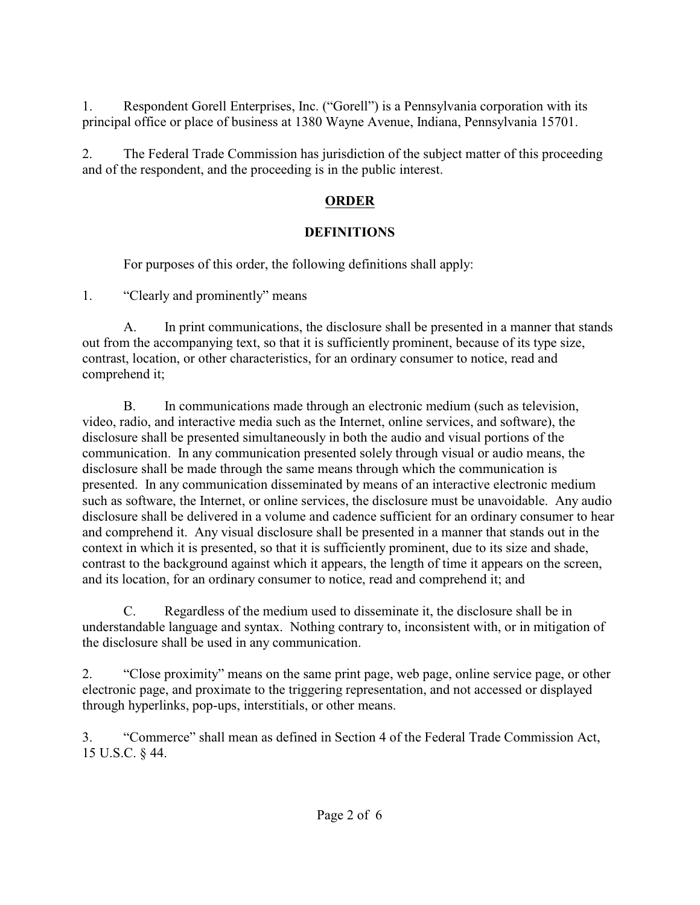1. Respondent Gorell Enterprises, Inc. ("Gorell") is a Pennsylvania corporation with its principal office or place of business at 1380 Wayne Avenue, Indiana, Pennsylvania 15701.

2. The Federal Trade Commission has jurisdiction of the subject matter of this proceeding and of the respondent, and the proceeding is in the public interest.

## ORDER

### DEFINITIONS

For purposes of this order, the following definitions shall apply:

1. "Clearly and prominently" means

   A. In print communications, the disclosure shall be presented in a manner that stands out from the accompanying text, so that it is sufficiently prominent, because of its type size, contrast, location, or other characteristics, for an ordinary consumer to notice, read and comprehend it;

   B. In communications made through an electronic medium (such as television, video, radio, and interactive media such as the Internet, online services, and software), the disclosure shall be presented simultaneously in both the audio and visual portions of the communication. In any communication presented solely through visual or audio means, the disclosure shall be made through the same means through which the communication is presented. In any communication disseminated by means of an interactive electronic medium such as software, the Internet, or online services, the disclosure must be unavoidable. Any audio disclosure shall be delivered in a volume and cadence sufficient for an ordinary consumer to hear and comprehend it. Any visual disclosure shall be presented in a manner that stands out in the context in which it is presented, so that it is sufficiently prominent, due to its size and shade, contrast to the background against which it appears, the length of time it appears on the screen, and its location, for an ordinary consumer to notice, read and comprehend it; and

   C. Regardless of the medium used to disseminate it, the disclosure shall be in understandable language and syntax. Nothing contrary to, inconsistent with, or in mitigation of the disclosure shall be used in any communication.

2. "Close proximity" means on the same print page, web page, online service page, or other electronic page, and proximate to the triggering representation, and not accessed or displayed through hyperlinks, pop-ups, interstitials, or other means.

3. "Commerce" shall mean as defined in Section 4 of the Federal Trade Commission Act, 15 U.S.C. § 44.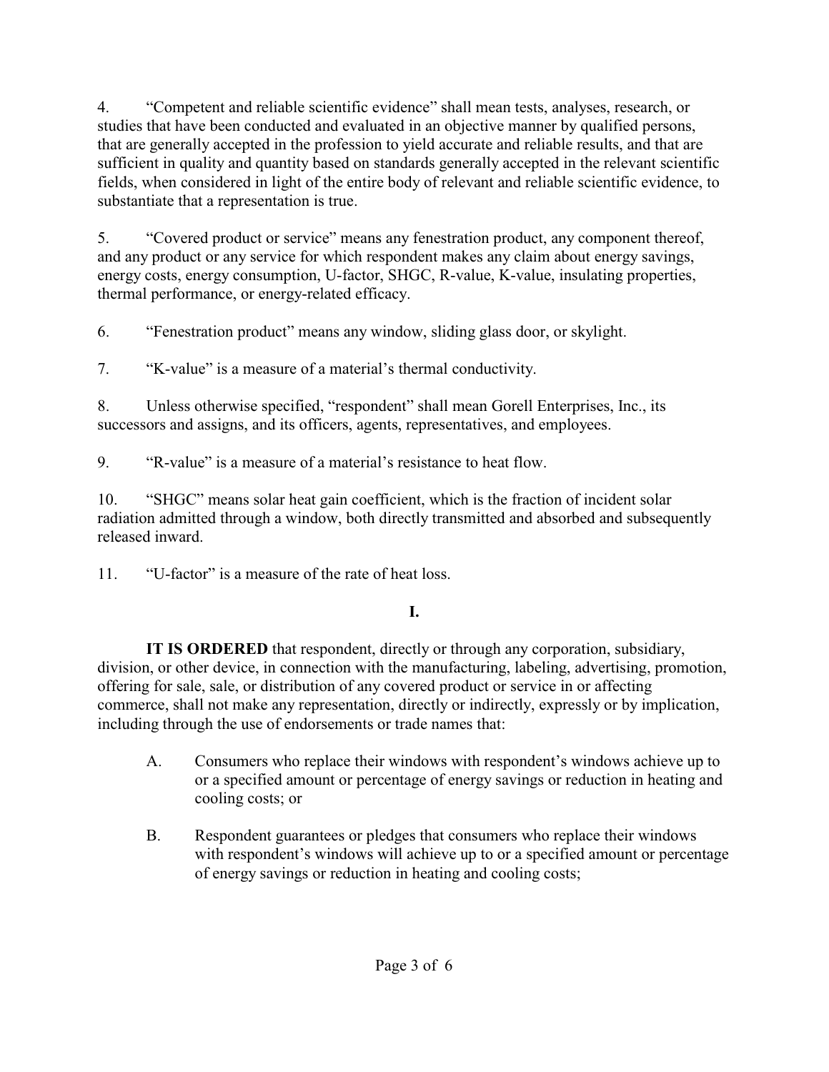4. "Competent and reliable scientific evidence" shall mean tests, analyses, research, or studies that have been conducted and evaluated in an objective manner by qualified persons, that are generally accepted in the profession to yield accurate and reliable results, and that are sufficient in quality and quantity based on standards generally accepted in the relevant scientific fields, when considered in light of the entire body of relevant and reliable scientific evidence, to substantiate that a representation is true.

5. "Covered product or service" means any fenestration product, any component thereof, and any product or any service for which respondent makes any claim about energy savings, energy costs, energy consumption, U-factor, SHGC, R-value, K-value, insulating properties, thermal performance, or energy-related efficacy.

6. "Fenestration product" means any window, sliding glass door, or skylight.

7. "K-value" is a measure of a material's thermal conductivity.

8. Unless otherwise specified, "respondent" shall mean Gorell Enterprises, Inc., its successors and assigns, and its officers, agents, representatives, and employees.

9. "R-value" is a measure of a material's resistance to heat flow.

10. "SHGC" means solar heat gain coefficient, which is the fraction of incident solar radiation admitted through a window, both directly transmitted and absorbed and subsequently released inward.

11. "U-factor" is a measure of the rate of heat loss.

## I.

**IT IS ORDERED** that respondent, directly or through any corporation, subsidiary, division, or other device, in connection with the manufacturing, labeling, advertising, promotion, offering for sale, sale, or distribution of any covered product or service in or affecting commerce, shall not make any representation, directly or indirectly, expressly or by implication, including through the use of endorsements or trade names that:

A. Consumers who replace their windows with respondent's windows achieve up to or a specified amount or percentage of energy savings or reduction in heating and cooling costs; or

B. Respondent guarantees or pledges that consumers who replace their windows with respondent's windows will achieve up to or a specified amount or percentage of energy savings or reduction in heating and cooling costs;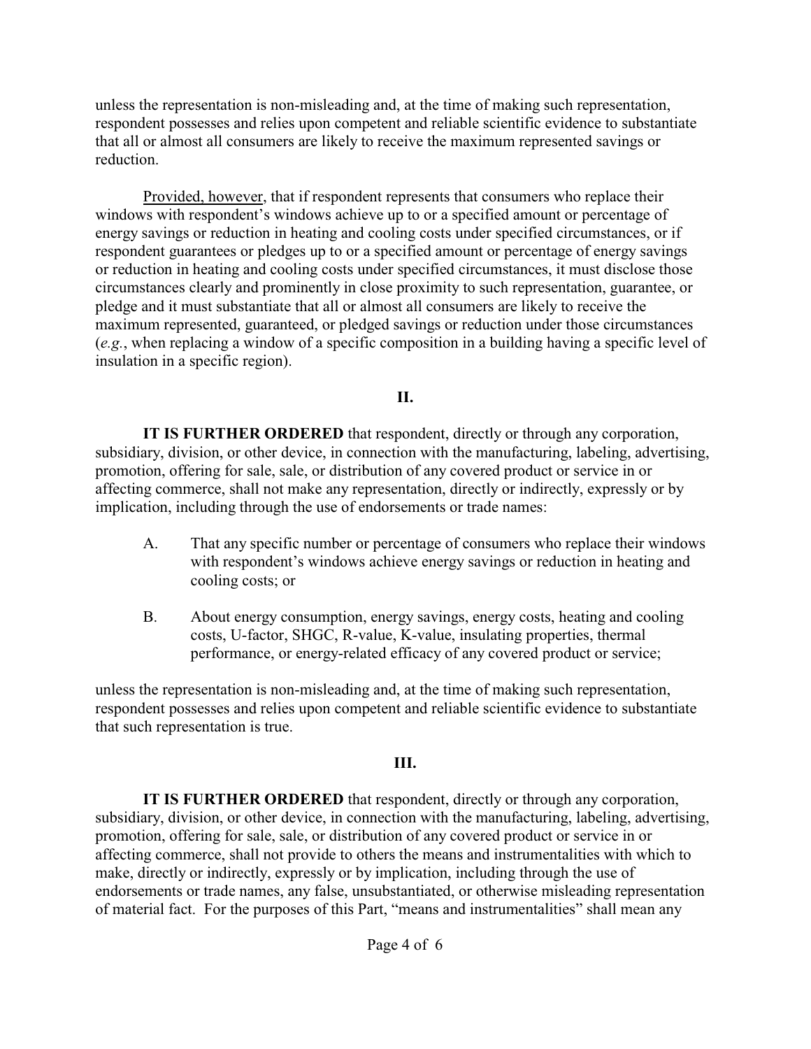unless the representation is non-misleading and, at the time of making such representation, respondent possesses and relies upon competent and reliable scientific evidence to substantiate that all or almost all consumers are likely to receive the maximum represented savings or reduction.

Provided, however, that if respondent represents that consumers who replace their windows with respondent's windows achieve up to or a specified amount or percentage of energy savings or reduction in heating and cooling costs under specified circumstances, or if respondent guarantees or pledges up to or a specified amount or percentage of energy savings or reduction in heating and cooling costs under specified circumstances, it must disclose those circumstances clearly and prominently in close proximity to such representation, guarantee, or pledge and it must substantiate that all or almost all consumers are likely to receive the maximum represented, guaranteed, or pledged savings or reduction under those circumstances (*e.g.*, when replacing a window of a specific composition in a building having a specific level of insulation in a specific region).

## II.

**IT IS FURTHER ORDERED** that respondent, directly or through any corporation, subsidiary, division, or other device, in connection with the manufacturing, labeling, advertising, promotion, offering for sale, sale, or distribution of any covered product or service in or affecting commerce, shall not make any representation, directly or indirectly, expressly or by implication, including through the use of endorsements or trade names:

A. That any specific number or percentage of consumers who replace their windows with respondent's windows achieve energy savings or reduction in heating and cooling costs; or

B. About energy consumption, energy savings, energy costs, heating and cooling costs, U-factor, SHGC, R-value, K-value, insulating properties, thermal performance, or energy-related efficacy of any covered product or service;

unless the representation is non-misleading and, at the time of making such representation, respondent possesses and relies upon competent and reliable scientific evidence to substantiate that such representation is true.

## III.

**IT IS FURTHER ORDERED** that respondent, directly or through any corporation, subsidiary, division, or other device, in connection with the manufacturing, labeling, advertising, promotion, offering for sale, sale, or distribution of any covered product or service in or affecting commerce, shall not provide to others the means and instrumentalities with which to make, directly or indirectly, expressly or by implication, including through the use of endorsements or trade names, any false, unsubstantiated, or otherwise misleading representation of material fact. For the purposes of this Part, "means and instrumentalities" shall mean any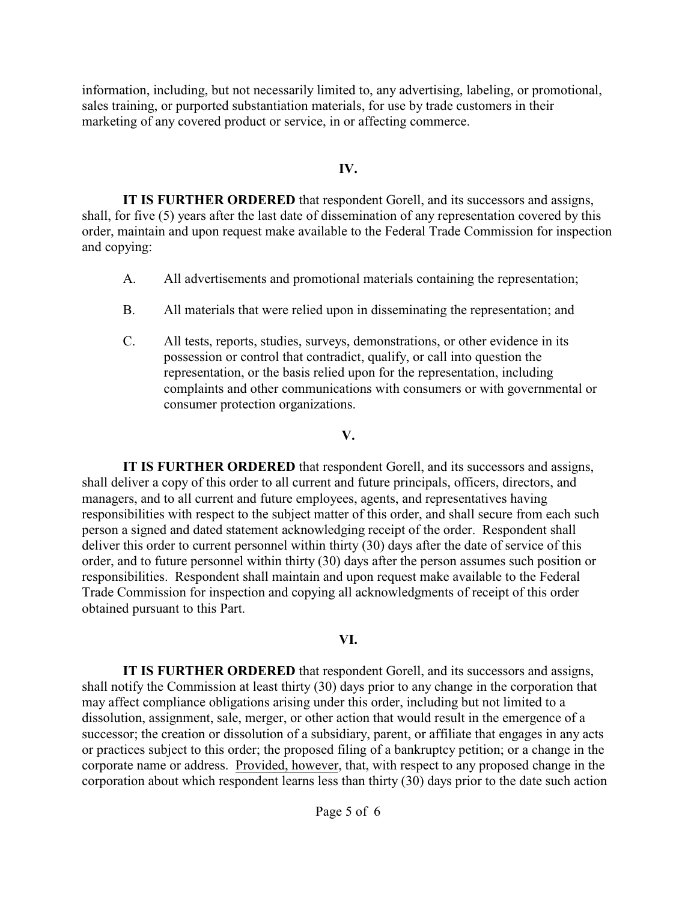information, including, but not necessarily limited to, any advertising, labeling, or promotional, sales training, or purported substantiation materials, for use by trade customers in their marketing of any covered product or service, in or affecting commerce.

### IV.

**IT IS FURTHER ORDERED** that respondent Gorell, and its successors and assigns, shall, for five (5) years after the last date of dissemination of any representation covered by this order, maintain and upon request make available to the Federal Trade Commission for inspection and copying:

A. All advertisements and promotional materials containing the representation;

B. All materials that were relied upon in disseminating the representation; and

C. All tests, reports, studies, surveys, demonstrations, or other evidence in its possession or control that contradict, qualify, or call into question the representation, or the basis relied upon for the representation, including complaints and other communications with consumers or with governmental or consumer protection organizations.

### V.

**IT IS FURTHER ORDERED** that respondent Gorell, and its successors and assigns, shall deliver a copy of this order to all current and future principals, officers, directors, and managers, and to all current and future employees, agents, and representatives having responsibilities with respect to the subject matter of this order, and shall secure from each such person a signed and dated statement acknowledging receipt of the order. Respondent shall deliver this order to current personnel within thirty (30) days after the date of service of this order, and to future personnel within thirty (30) days after the person assumes such position or responsibilities. Respondent shall maintain and upon request make available to the Federal Trade Commission for inspection and copying all acknowledgments of receipt of this order obtained pursuant to this Part.

### VI.

**IT IS FURTHER ORDERED** that respondent Gorell, and its successors and assigns, shall notify the Commission at least thirty (30) days prior to any change in the corporation that may affect compliance obligations arising under this order, including but not limited to a dissolution, assignment, sale, merger, or other action that would result in the emergence of a successor; the creation or dissolution of a subsidiary, parent, or affiliate that engages in any acts or practices subject to this order; the proposed filing of a bankruptcy petition; or a change in the corporate name or address. Provided, however, that, with respect to any proposed change in the corporation about which respondent learns less than thirty (30) days prior to the date such action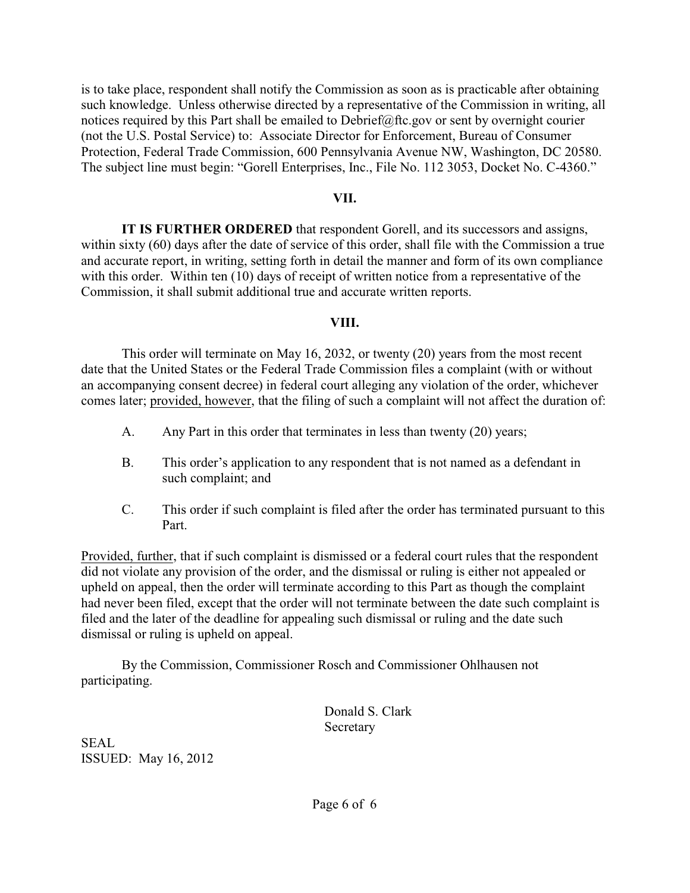is to take place, respondent shall notify the Commission as soon as is practicable after obtaining such knowledge. Unless otherwise directed by a representative of the Commission in writing, all notices required by this Part shall be emailed to Debrief@ftc.gov or sent by overnight courier (not the U.S. Postal Service) to: Associate Director for Enforcement, Bureau of Consumer Protection, Federal Trade Commission, 600 Pennsylvania Avenue NW, Washington, DC 20580. The subject line must begin: "Gorell Enterprises, Inc., File No. 112 3053, Docket No. C-4360."

### VII.

**IT IS FURTHER ORDERED** that respondent Gorell, and its successors and assigns, within sixty (60) days after the date of service of this order, shall file with the Commission a true and accurate report, in writing, setting forth in detail the manner and form of its own compliance with this order. Within ten (10) days of receipt of written notice from a representative of the Commission, it shall submit additional true and accurate written reports.

### VIII.

This order will terminate on May 16, 2032, or twenty (20) years from the most recent date that the United States or the Federal Trade Commission files a complaint (with or without an accompanying consent decree) in federal court alleging any violation of the order, whichever comes later; provided, however, that the filing of such a complaint will not affect the duration of:

A. Any Part in this order that terminates in less than twenty (20) years;

B. This order's application to any respondent that is not named as a defendant in such complaint; and

C. This order if such complaint is filed after the order has terminated pursuant to this Part.

Provided, further, that if such complaint is dismissed or a federal court rules that the respondent did not violate any provision of the order, and the dismissal or ruling is either not appealed or upheld on appeal, then the order will terminate according to this Part as though the complaint had never been filed, except that the order will not terminate between the date such complaint is filed and the later of the deadline for appealing such dismissal or ruling and the date such dismissal or ruling is upheld on appeal.

By the Commission, Commissioner Rosch and Commissioner Ohlhausen not participating.

Donald S. Clark
Secretary

SEAL
ISSUED: May 16, 2012